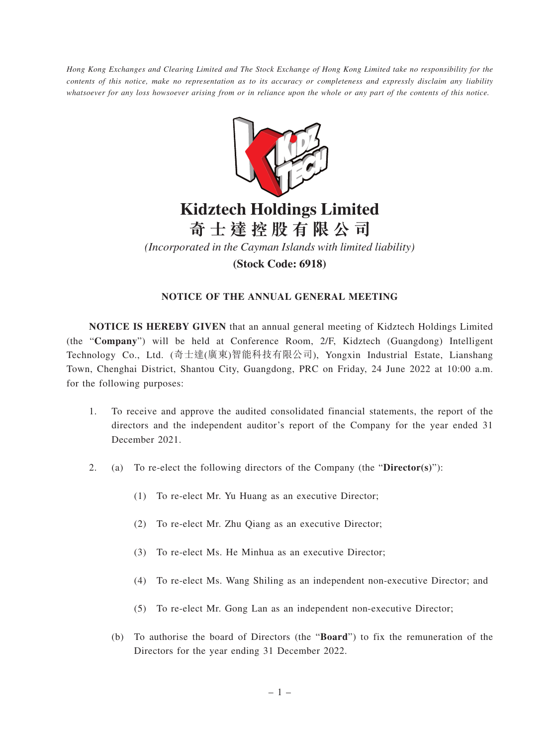*Hong Kong Exchanges and Clearing Limited and The Stock Exchange of Hong Kong Limited take no responsibility for the contents of this notice, make no representation as to its accuracy or completeness and expressly disclaim any liability whatsoever for any loss howsoever arising from or in reliance upon the whole or any part of the contents of this notice.*

# Kidztech Holdings Limited
# 奇士達控股有限公司

*(Incorporated in the Cayman Islands with limited liability)*

**(Stock Code: 6918)**

## NOTICE OF THE ANNUAL GENERAL MEETING

**NOTICE IS HEREBY GIVEN** that an annual general meeting of Kidztech Holdings Limited (the "**Company**") will be held at Conference Room, 2/F, Kidztech (Guangdong) Intelligent Technology Co., Ltd. (奇士達(廣東)智能科技有限公司), Yongxin Industrial Estate, Lianshang Town, Chenghai District, Shantou City, Guangdong, PRC on Friday, 24 June 2022 at 10:00 a.m. for the following purposes:

1. To receive and approve the audited consolidated financial statements, the report of the directors and the independent auditor's report of the Company for the year ended 31 December 2021.

2. (a) To re-elect the following directors of the Company (the "**Director(s)**"):

   (1) To re-elect Mr. Yu Huang as an executive Director;

   (2) To re-elect Mr. Zhu Qiang as an executive Director;

   (3) To re-elect Ms. He Minhua as an executive Director;

   (4) To re-elect Ms. Wang Shiling as an independent non-executive Director; and

   (5) To re-elect Mr. Gong Lan as an independent non-executive Director;

   (b) To authorise the board of Directors (the "**Board**") to fix the remuneration of the Directors for the year ending 31 December 2022.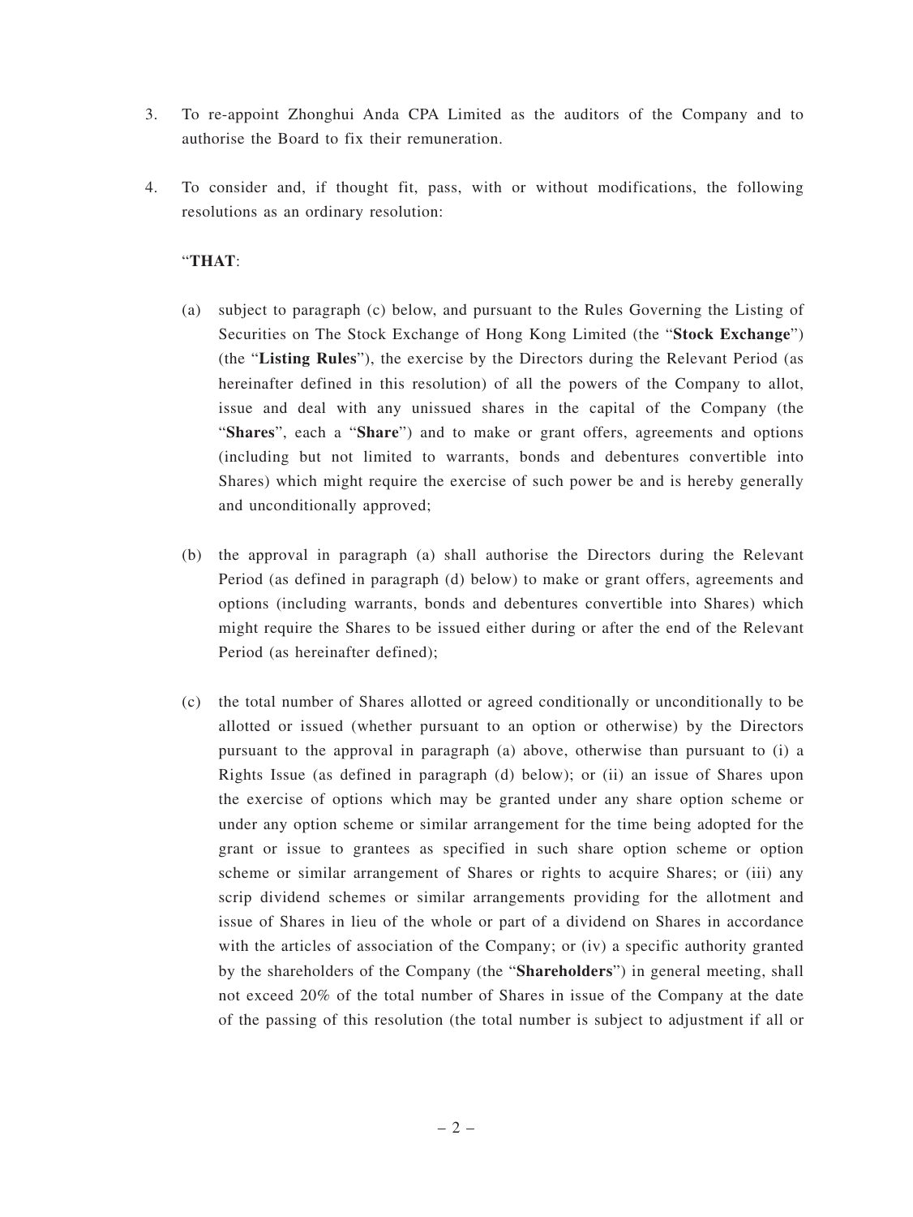3. To re-appoint Zhonghui Anda CPA Limited as the auditors of the Company and to authorise the Board to fix their remuneration.

4. To consider and, if thought fit, pass, with or without modifications, the following resolutions as an ordinary resolution:

   "**THAT**:

   (a) subject to paragraph (c) below, and pursuant to the Rules Governing the Listing of Securities on The Stock Exchange of Hong Kong Limited (the "**Stock Exchange**") (the "**Listing Rules**"), the exercise by the Directors during the Relevant Period (as hereinafter defined in this resolution) of all the powers of the Company to allot, issue and deal with any unissued shares in the capital of the Company (the "**Shares**", each a "**Share**") and to make or grant offers, agreements and options (including but not limited to warrants, bonds and debentures convertible into Shares) which might require the exercise of such power be and is hereby generally and unconditionally approved;

   (b) the approval in paragraph (a) shall authorise the Directors during the Relevant Period (as defined in paragraph (d) below) to make or grant offers, agreements and options (including warrants, bonds and debentures convertible into Shares) which might require the Shares to be issued either during or after the end of the Relevant Period (as hereinafter defined);

   (c) the total number of Shares allotted or agreed conditionally or unconditionally to be allotted or issued (whether pursuant to an option or otherwise) by the Directors pursuant to the approval in paragraph (a) above, otherwise than pursuant to (i) a Rights Issue (as defined in paragraph (d) below); or (ii) an issue of Shares upon the exercise of options which may be granted under any share option scheme or under any option scheme or similar arrangement for the time being adopted for the grant or issue to grantees as specified in such share option scheme or option scheme or similar arrangement of Shares or rights to acquire Shares; or (iii) any scrip dividend schemes or similar arrangements providing for the allotment and issue of Shares in lieu of the whole or part of a dividend on Shares in accordance with the articles of association of the Company; or (iv) a specific authority granted by the shareholders of the Company (the "**Shareholders**") in general meeting, shall not exceed 20% of the total number of Shares in issue of the Company at the date of the passing of this resolution (the total number is subject to adjustment if all or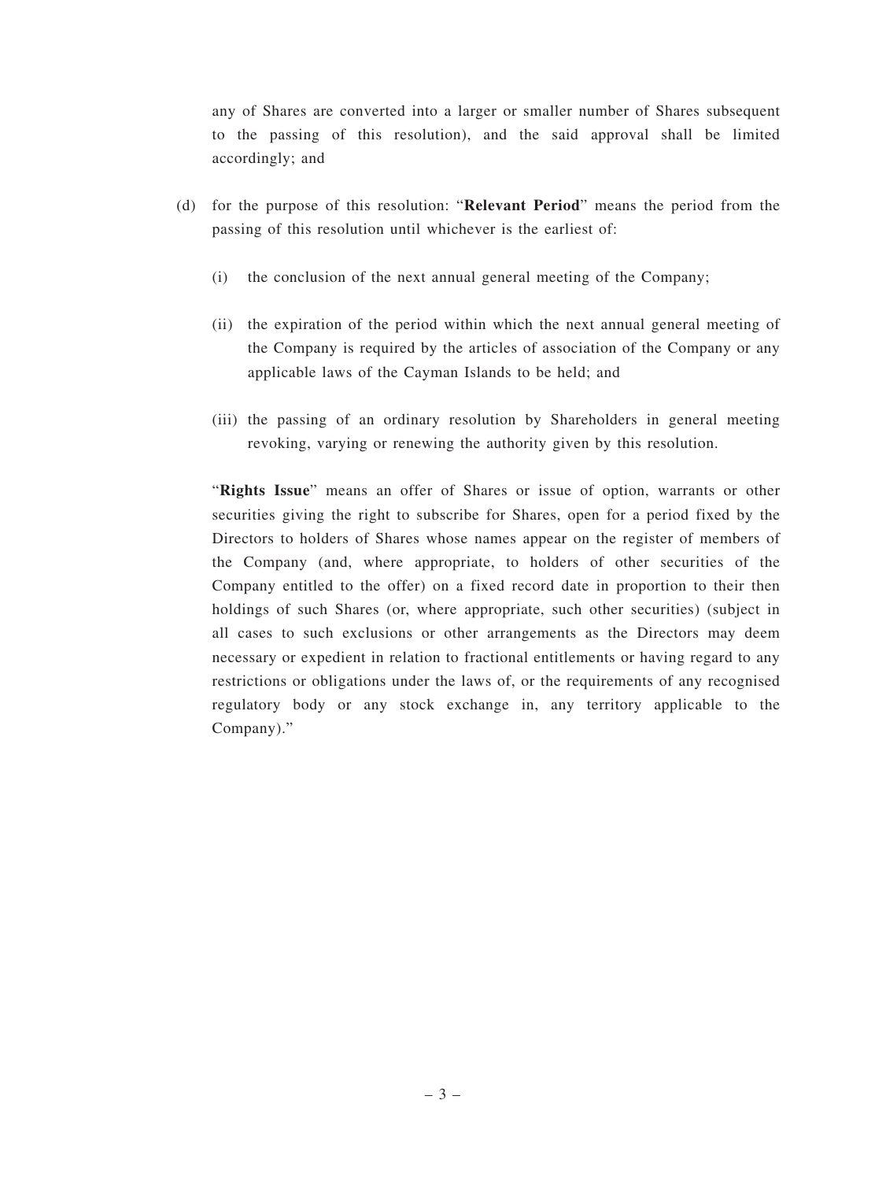any of Shares are converted into a larger or smaller number of Shares subsequent to the passing of this resolution), and the said approval shall be limited accordingly; and

(d) for the purpose of this resolution: "**Relevant Period**" means the period from the passing of this resolution until whichever is the earliest of:

(i) the conclusion of the next annual general meeting of the Company;

(ii) the expiration of the period within which the next annual general meeting of the Company is required by the articles of association of the Company or any applicable laws of the Cayman Islands to be held; and

(iii) the passing of an ordinary resolution by Shareholders in general meeting revoking, varying or renewing the authority given by this resolution.

"**Rights Issue**" means an offer of Shares or issue of option, warrants or other securities giving the right to subscribe for Shares, open for a period fixed by the Directors to holders of Shares whose names appear on the register of members of the Company (and, where appropriate, to holders of other securities of the Company entitled to the offer) on a fixed record date in proportion to their then holdings of such Shares (or, where appropriate, such other securities) (subject in all cases to such exclusions or other arrangements as the Directors may deem necessary or expedient in relation to fractional entitlements or having regard to any restrictions or obligations under the laws of, or the requirements of any recognised regulatory body or any stock exchange in, any territory applicable to the Company)."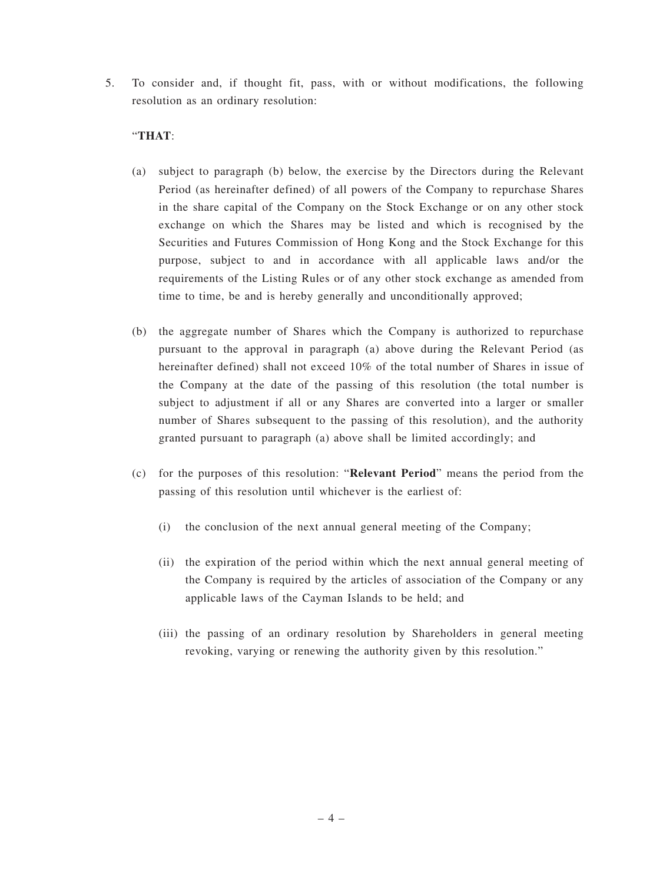5. To consider and, if thought fit, pass, with or without modifications, the following resolution as an ordinary resolution:

   "**THAT**:

   (a) subject to paragraph (b) below, the exercise by the Directors during the Relevant Period (as hereinafter defined) of all powers of the Company to repurchase Shares in the share capital of the Company on the Stock Exchange or on any other stock exchange on which the Shares may be listed and which is recognised by the Securities and Futures Commission of Hong Kong and the Stock Exchange for this purpose, subject to and in accordance with all applicable laws and/or the requirements of the Listing Rules or of any other stock exchange as amended from time to time, be and is hereby generally and unconditionally approved;

   (b) the aggregate number of Shares which the Company is authorized to repurchase pursuant to the approval in paragraph (a) above during the Relevant Period (as hereinafter defined) shall not exceed 10% of the total number of Shares in issue of the Company at the date of the passing of this resolution (the total number is subject to adjustment if all or any Shares are converted into a larger or smaller number of Shares subsequent to the passing of this resolution), and the authority granted pursuant to paragraph (a) above shall be limited accordingly; and

   (c) for the purposes of this resolution: "**Relevant Period**" means the period from the passing of this resolution until whichever is the earliest of:

      (i) the conclusion of the next annual general meeting of the Company;

      (ii) the expiration of the period within which the next annual general meeting of the Company is required by the articles of association of the Company or any applicable laws of the Cayman Islands to be held; and

      (iii) the passing of an ordinary resolution by Shareholders in general meeting revoking, varying or renewing the authority given by this resolution."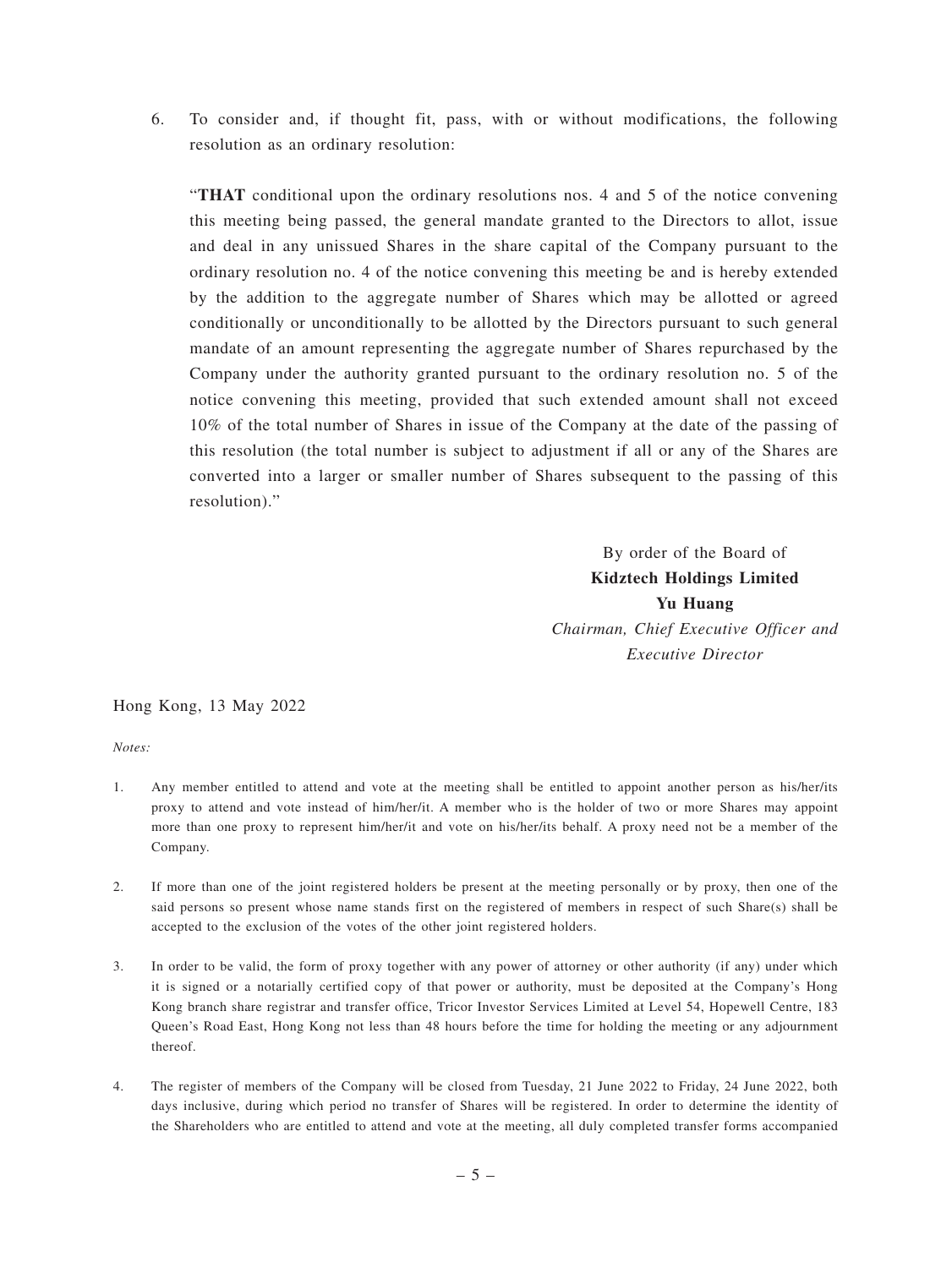6. To consider and, if thought fit, pass, with or without modifications, the following resolution as an ordinary resolution:

   "**THAT** conditional upon the ordinary resolutions nos. 4 and 5 of the notice convening this meeting being passed, the general mandate granted to the Directors to allot, issue and deal in any unissued Shares in the share capital of the Company pursuant to the ordinary resolution no. 4 of the notice convening this meeting be and is hereby extended by the addition to the aggregate number of Shares which may be allotted or agreed conditionally or unconditionally to be allotted by the Directors pursuant to such general mandate of an amount representing the aggregate number of Shares repurchased by the Company under the authority granted pursuant to the ordinary resolution no. 5 of the notice convening this meeting, provided that such extended amount shall not exceed 10% of the total number of Shares in issue of the Company at the date of the passing of this resolution (the total number is subject to adjustment if all or any of the Shares are converted into a larger or smaller number of Shares subsequent to the passing of this resolution)."

By order of the Board of
**Kidztech Holdings Limited**
**Yu Huang**
*Chairman, Chief Executive Officer and Executive Director*

Hong Kong, 13 May 2022

*Notes:*

1. Any member entitled to attend and vote at the meeting shall be entitled to appoint another person as his/her/its proxy to attend and vote instead of him/her/it. A member who is the holder of two or more Shares may appoint more than one proxy to represent him/her/it and vote on his/her/its behalf. A proxy need not be a member of the Company.

2. If more than one of the joint registered holders be present at the meeting personally or by proxy, then one of the said persons so present whose name stands first on the registered of members in respect of such Share(s) shall be accepted to the exclusion of the votes of the other joint registered holders.

3. In order to be valid, the form of proxy together with any power of attorney or other authority (if any) under which it is signed or a notarially certified copy of that power or authority, must be deposited at the Company's Hong Kong branch share registrar and transfer office, Tricor Investor Services Limited at Level 54, Hopewell Centre, 183 Queen's Road East, Hong Kong not less than 48 hours before the time for holding the meeting or any adjournment thereof.

4. The register of members of the Company will be closed from Tuesday, 21 June 2022 to Friday, 24 June 2022, both days inclusive, during which period no transfer of Shares will be registered. In order to determine the identity of the Shareholders who are entitled to attend and vote at the meeting, all duly completed transfer forms accompanied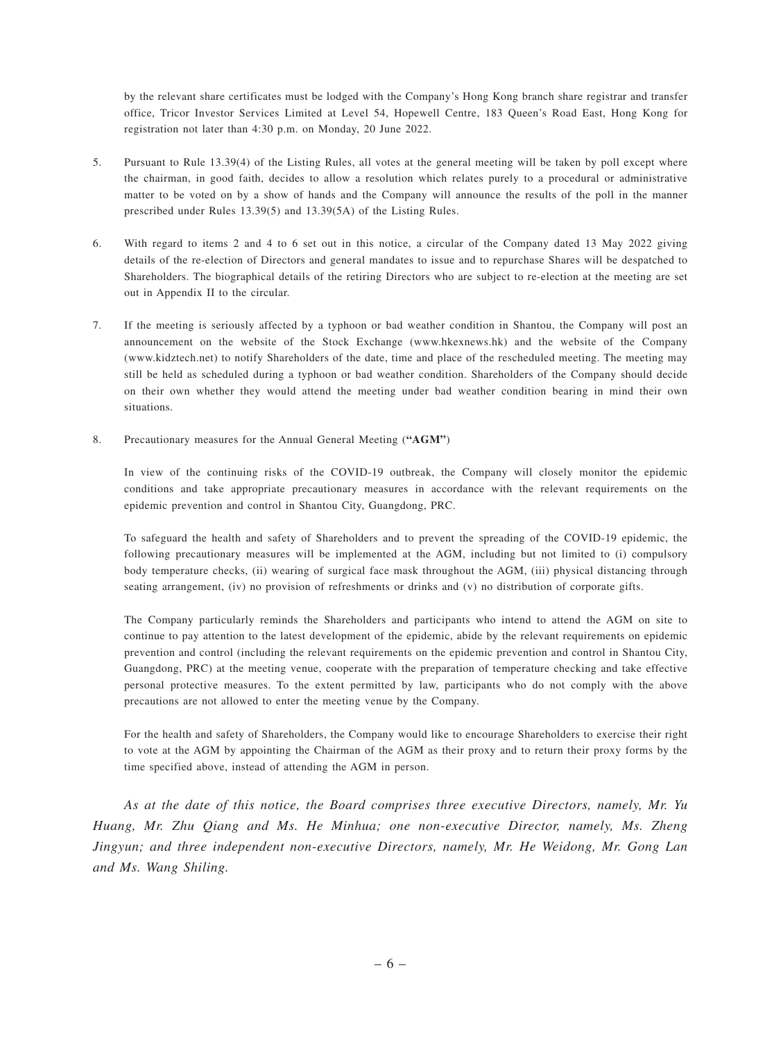by the relevant share certificates must be lodged with the Company's Hong Kong branch share registrar and transfer office, Tricor Investor Services Limited at Level 54, Hopewell Centre, 183 Queen's Road East, Hong Kong for registration not later than 4:30 p.m. on Monday, 20 June 2022.

5. Pursuant to Rule 13.39(4) of the Listing Rules, all votes at the general meeting will be taken by poll except where the chairman, in good faith, decides to allow a resolution which relates purely to a procedural or administrative matter to be voted on by a show of hands and the Company will announce the results of the poll in the manner prescribed under Rules 13.39(5) and 13.39(5A) of the Listing Rules.

6. With regard to items 2 and 4 to 6 set out in this notice, a circular of the Company dated 13 May 2022 giving details of the re-election of Directors and general mandates to issue and to repurchase Shares will be despatched to Shareholders. The biographical details of the retiring Directors who are subject to re-election at the meeting are set out in Appendix II to the circular.

7. If the meeting is seriously affected by a typhoon or bad weather condition in Shantou, the Company will post an announcement on the website of the Stock Exchange (www.hkexnews.hk) and the website of the Company (www.kidztech.net) to notify Shareholders of the date, time and place of the rescheduled meeting. The meeting may still be held as scheduled during a typhoon or bad weather condition. Shareholders of the Company should decide on their own whether they would attend the meeting under bad weather condition bearing in mind their own situations.

8. Precautionary measures for the Annual General Meeting (**"AGM"**)

   In view of the continuing risks of the COVID-19 outbreak, the Company will closely monitor the epidemic conditions and take appropriate precautionary measures in accordance with the relevant requirements on the epidemic prevention and control in Shantou City, Guangdong, PRC.

   To safeguard the health and safety of Shareholders and to prevent the spreading of the COVID-19 epidemic, the following precautionary measures will be implemented at the AGM, including but not limited to (i) compulsory body temperature checks, (ii) wearing of surgical face mask throughout the AGM, (iii) physical distancing through seating arrangement, (iv) no provision of refreshments or drinks and (v) no distribution of corporate gifts.

   The Company particularly reminds the Shareholders and participants who intend to attend the AGM on site to continue to pay attention to the latest development of the epidemic, abide by the relevant requirements on epidemic prevention and control (including the relevant requirements on the epidemic prevention and control in Shantou City, Guangdong, PRC) at the meeting venue, cooperate with the preparation of temperature checking and take effective personal protective measures. To the extent permitted by law, participants who do not comply with the above precautions are not allowed to enter the meeting venue by the Company.

   For the health and safety of Shareholders, the Company would like to encourage Shareholders to exercise their right to vote at the AGM by appointing the Chairman of the AGM as their proxy and to return their proxy forms by the time specified above, instead of attending the AGM in person.

*As at the date of this notice, the Board comprises three executive Directors, namely, Mr. Yu Huang, Mr. Zhu Qiang and Ms. He Minhua; one non-executive Director, namely, Ms. Zheng Jingyun; and three independent non-executive Directors, namely, Mr. He Weidong, Mr. Gong Lan and Ms. Wang Shiling.*